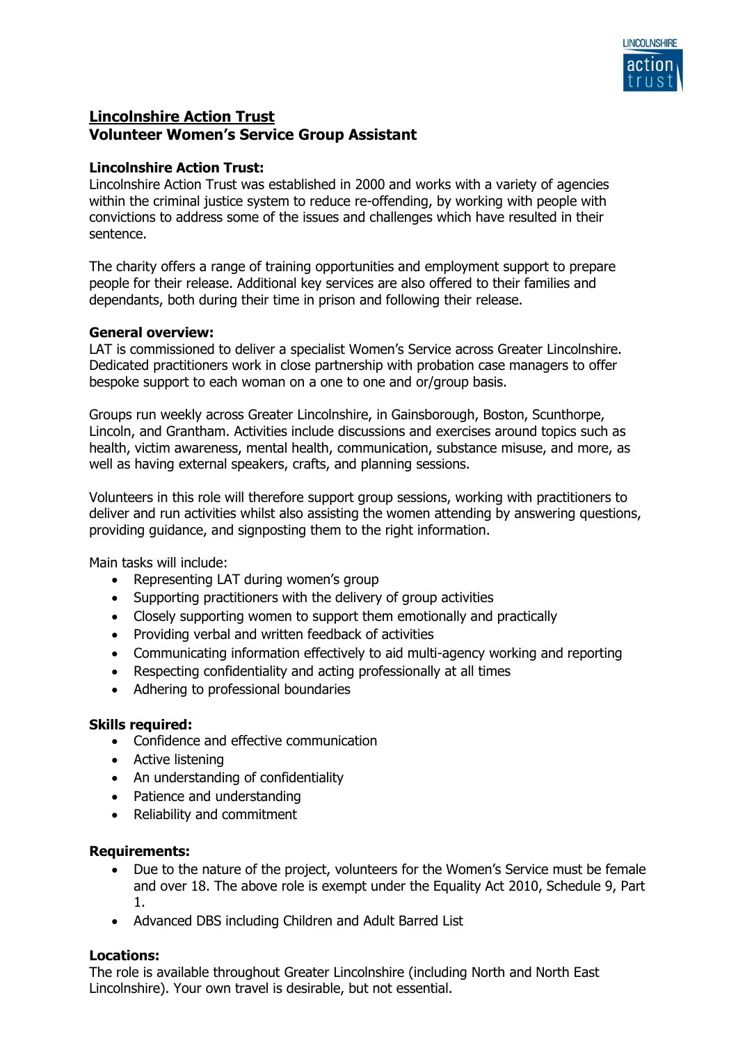# Lincolnshire Action Trust
## Volunteer Women's Service Group Assistant

**Lincolnshire Action Trust:**
Lincolnshire Action Trust was established in 2000 and works with a variety of agencies within the criminal justice system to reduce re-offending, by working with people with convictions to address some of the issues and challenges which have resulted in their sentence.

The charity offers a range of training opportunities and employment support to prepare people for their release. Additional key services are also offered to their families and dependants, both during their time in prison and following their release.

**General overview:**
LAT is commissioned to deliver a specialist Women's Service across Greater Lincolnshire. Dedicated practitioners work in close partnership with probation case managers to offer bespoke support to each woman on a one to one and or/group basis.

Groups run weekly across Greater Lincolnshire, in Gainsborough, Boston, Scunthorpe, Lincoln, and Grantham. Activities include discussions and exercises around topics such as health, victim awareness, mental health, communication, substance misuse, and more, as well as having external speakers, crafts, and planning sessions.

Volunteers in this role will therefore support group sessions, working with practitioners to deliver and run activities whilst also assisting the women attending by answering questions, providing guidance, and signposting them to the right information.

Main tasks will include:

- Representing LAT during women's group
- Supporting practitioners with the delivery of group activities
- Closely supporting women to support them emotionally and practically
- Providing verbal and written feedback of activities
- Communicating information effectively to aid multi-agency working and reporting
- Respecting confidentiality and acting professionally at all times
- Adhering to professional boundaries

**Skills required:**

- Confidence and effective communication
- Active listening
- An understanding of confidentiality
- Patience and understanding
- Reliability and commitment

**Requirements:**

- Due to the nature of the project, volunteers for the Women's Service must be female and over 18. The above role is exempt under the Equality Act 2010, Schedule 9, Part 1.
- Advanced DBS including Children and Adult Barred List

**Locations:**
The role is available throughout Greater Lincolnshire (including North and North East Lincolnshire). Your own travel is desirable, but not essential.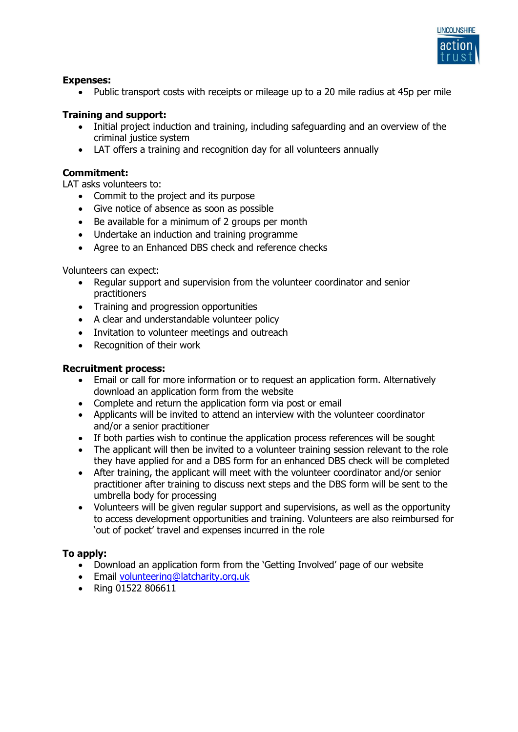**Expenses:**

- Public transport costs with receipts or mileage up to a 20 mile radius at 45p per mile

**Training and support:**

- Initial project induction and training, including safeguarding and an overview of the criminal justice system
- LAT offers a training and recognition day for all volunteers annually

**Commitment:**

LAT asks volunteers to:

- Commit to the project and its purpose
- Give notice of absence as soon as possible
- Be available for a minimum of 2 groups per month
- Undertake an induction and training programme
- Agree to an Enhanced DBS check and reference checks

Volunteers can expect:

- Regular support and supervision from the volunteer coordinator and senior practitioners
- Training and progression opportunities
- A clear and understandable volunteer policy
- Invitation to volunteer meetings and outreach
- Recognition of their work

**Recruitment process:**

- Email or call for more information or to request an application form. Alternatively download an application form from the website
- Complete and return the application form via post or email
- Applicants will be invited to attend an interview with the volunteer coordinator and/or a senior practitioner
- If both parties wish to continue the application process references will be sought
- The applicant will then be invited to a volunteer training session relevant to the role they have applied for and a DBS form for an enhanced DBS check will be completed
- After training, the applicant will meet with the volunteer coordinator and/or senior practitioner after training to discuss next steps and the DBS form will be sent to the umbrella body for processing
- Volunteers will be given regular support and supervisions, as well as the opportunity to access development opportunities and training. Volunteers are also reimbursed for 'out of pocket' travel and expenses incurred in the role

**To apply:**

- Download an application form from the 'Getting Involved' page of our website
- Email volunteering@latcharity.org.uk
- Ring 01522 806611